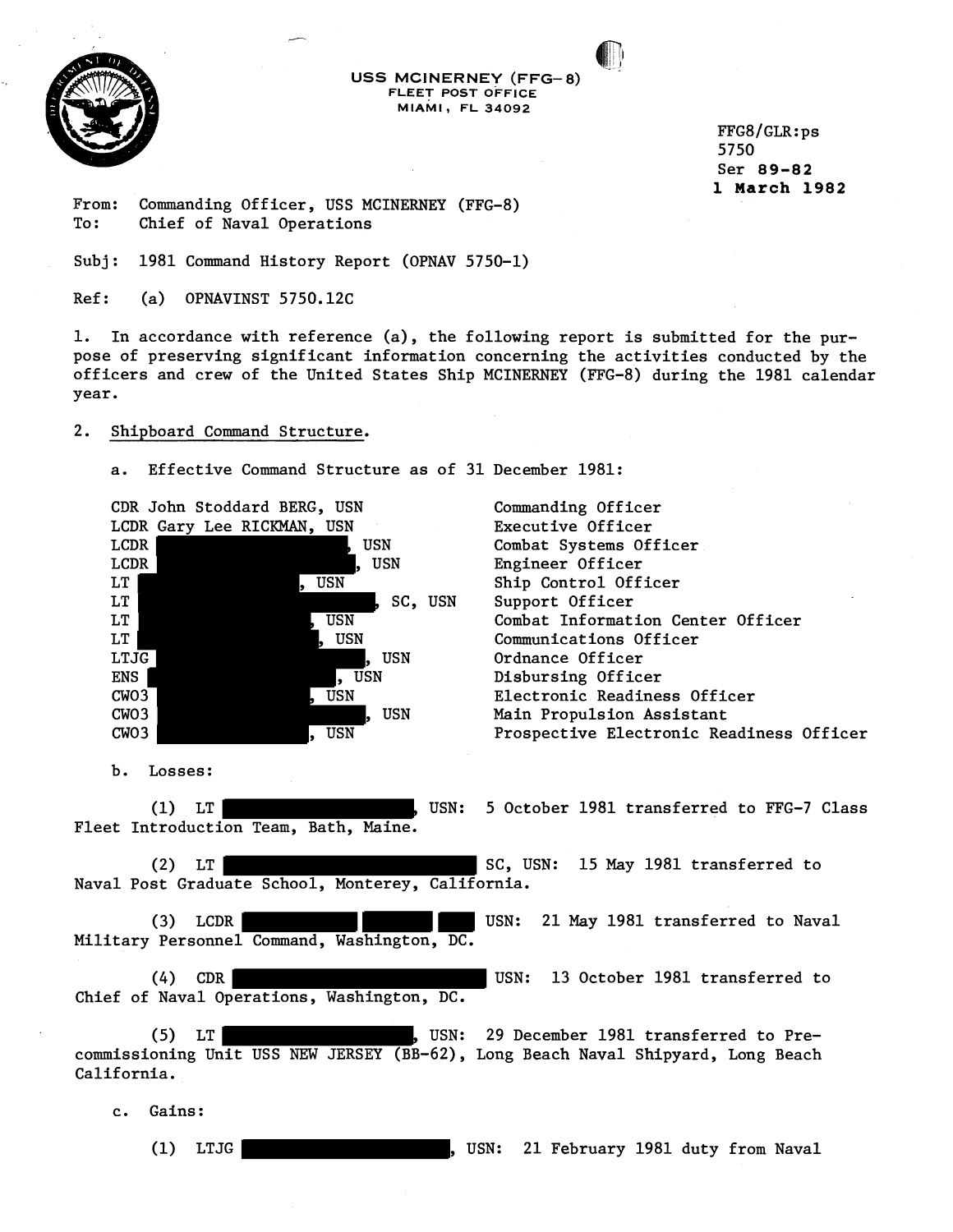**USS MCINERNEY (FFG-8)**
**FLEET POST OFFICE**
**MIAMI, FL 34092**

FFG8/GLR:ps
5750
Ser **89-82**
**1 March 1982**

From: Commanding Officer, USS MCINERNEY (FFG-8)
To: Chief of Naval Operations

Subj: 1981 Command History Report (OPNAV 5750-1)

Ref: (a) OPNAVINST 5750.12C

1. In accordance with reference (a), the following report is submitted for the purpose of preserving significant information concerning the activities conducted by the officers and crew of the United States Ship MCINERNEY (FFG-8) during the 1981 calendar year.

2. Shipboard Command Structure.

   a. Effective Command Structure as of 31 December 1981:

| | |
|---|---|
| CDR John Stoddard BERG, USN | Commanding Officer |
| LCDR Gary Lee RICKMAN, USN | Executive Officer |
| LCDR [REDACTED], USN | Combat Systems Officer |
| LCDR [REDACTED], USN | Engineer Officer |
| LT [REDACTED], USN | Ship Control Officer |
| LT [REDACTED], SC, USN | Support Officer |
| LT [REDACTED], USN | Combat Information Center Officer |
| LT [REDACTED], USN | Communications Officer |
| LTJG [REDACTED], USN | Ordnance Officer |
| ENS [REDACTED], USN | Disbursing Officer |
| CWO3 [REDACTED], USN | Electronic Readiness Officer |
| CWO3 [REDACTED], USN | Main Propulsion Assistant |
| CWO3 [REDACTED], USN | Prospective Electronic Readiness Officer |

   b. Losses:

      (1) LT [REDACTED], USN: 5 October 1981 transferred to FFG-7 Class Fleet Introduction Team, Bath, Maine.

      (2) LT [REDACTED] SC, USN: 15 May 1981 transferred to Naval Post Graduate School, Monterey, California.

      (3) LCDR [REDACTED] USN: 21 May 1981 transferred to Naval Military Personnel Command, Washington, DC.

      (4) CDR [REDACTED] USN: 13 October 1981 transferred to Chief of Naval Operations, Washington, DC.

      (5) LT [REDACTED], USN: 29 December 1981 transferred to Precommissioning Unit USS NEW JERSEY (BB-62), Long Beach Naval Shipyard, Long Beach California.

   c. Gains:

      (1) LTJG [REDACTED], USN: 21 February 1981 duty from Naval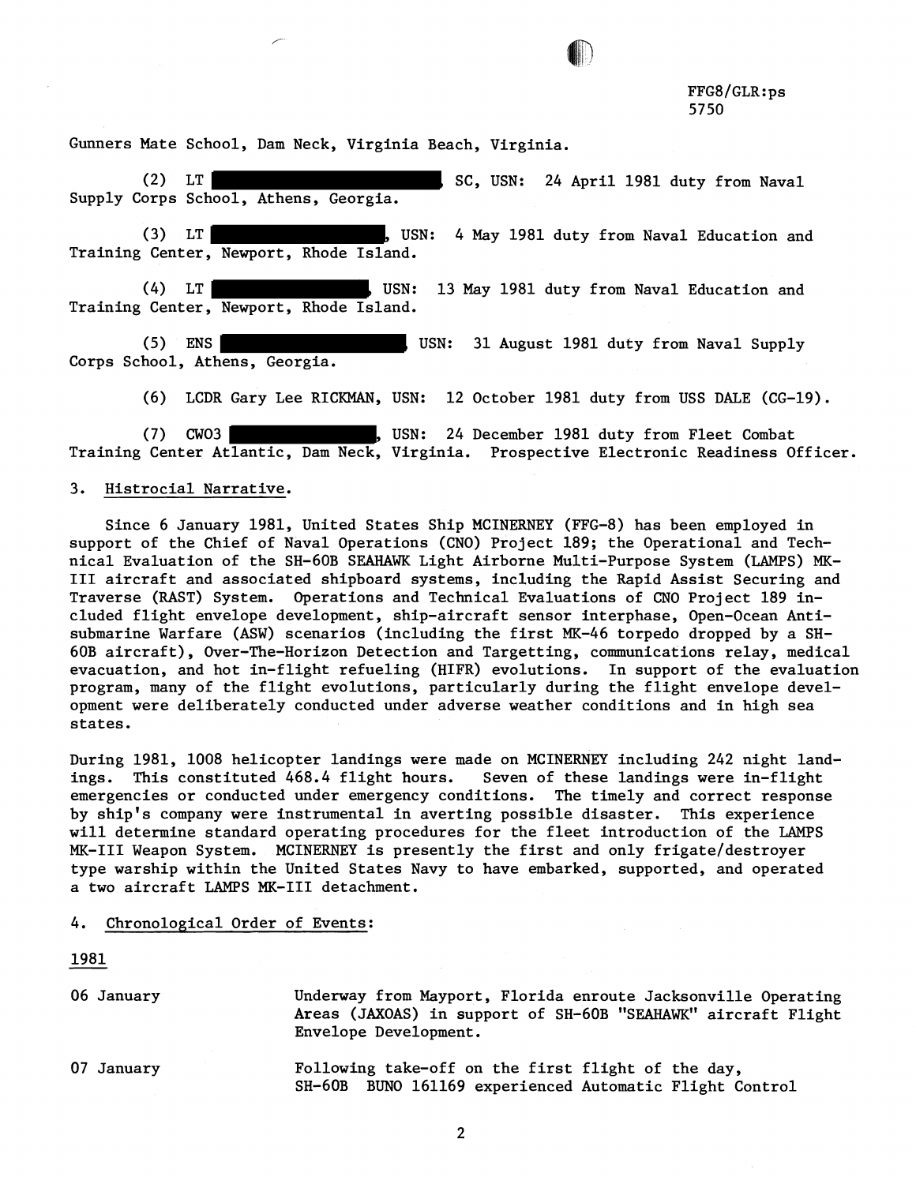FFG8/GLR:ps
5750

Gunners Mate School, Dam Neck, Virginia Beach, Virginia.

(2) LT ██████████, SC, USN: 24 April 1981 duty from Naval Supply Corps School, Athens, Georgia.

(3) LT ██████████, USN: 4 May 1981 duty from Naval Education and Training Center, Newport, Rhode Island.

(4) LT ██████████, USN: 13 May 1981 duty from Naval Education and Training Center, Newport, Rhode Island.

(5) ENS ██████████, USN: 31 August 1981 duty from Naval Supply Corps School, Athens, Georgia.

(6) LCDR Gary Lee RICKMAN, USN: 12 October 1981 duty from USS DALE (CG-19).

(7) CWO3 ██████████, USN: 24 December 1981 duty from Fleet Combat Training Center Atlantic, Dam Neck, Virginia. Prospective Electronic Readiness Officer.

3. Histrocial Narrative.

Since 6 January 1981, United States Ship MCINERNEY (FFG-8) has been employed in support of the Chief of Naval Operations (CNO) Project 189; the Operational and Technical Evaluation of the SH-60B SEAHAWK Light Airborne Multi-Purpose System (LAMPS) MK-III aircraft and associated shipboard systems, including the Rapid Assist Securing and Traverse (RAST) System. Operations and Technical Evaluations of CNO Project 189 included flight envelope development, ship-aircraft sensor interphase, Open-Ocean Anti-submarine Warfare (ASW) scenarios (including the first MK-46 torpedo dropped by a SH-60B aircraft), Over-The-Horizon Detection and Targetting, communications relay, medical evacuation, and hot in-flight refueling (HIFR) evolutions. In support of the evaluation program, many of the flight evolutions, particularly during the flight envelope development were deliberately conducted under adverse weather conditions and in high sea states.

During 1981, 1008 helicopter landings were made on MCINERNEY including 242 night landings. This constituted 468.4 flight hours. Seven of these landings were in-flight emergencies or conducted under emergency conditions. The timely and correct response by ship's company were instrumental in averting possible disaster. This experience will determine standard operating procedures for the fleet introduction of the LAMPS MK-III Weapon System. MCINERNEY is presently the first and only frigate/destroyer type warship within the United States Navy to have embarked, supported, and operated a two aircraft LAMPS MK-III detachment.

4. Chronological Order of Events:

1981

| | |
|---|---|
| 06 January | Underway from Mayport, Florida enroute Jacksonville Operating Areas (JAXOAS) in support of SH-60B "SEAHAWK" aircraft Flight Envelope Development. |
| 07 January | Following take-off on the first flight of the day, SH-60B BUNO 161169 experienced Automatic Flight Control |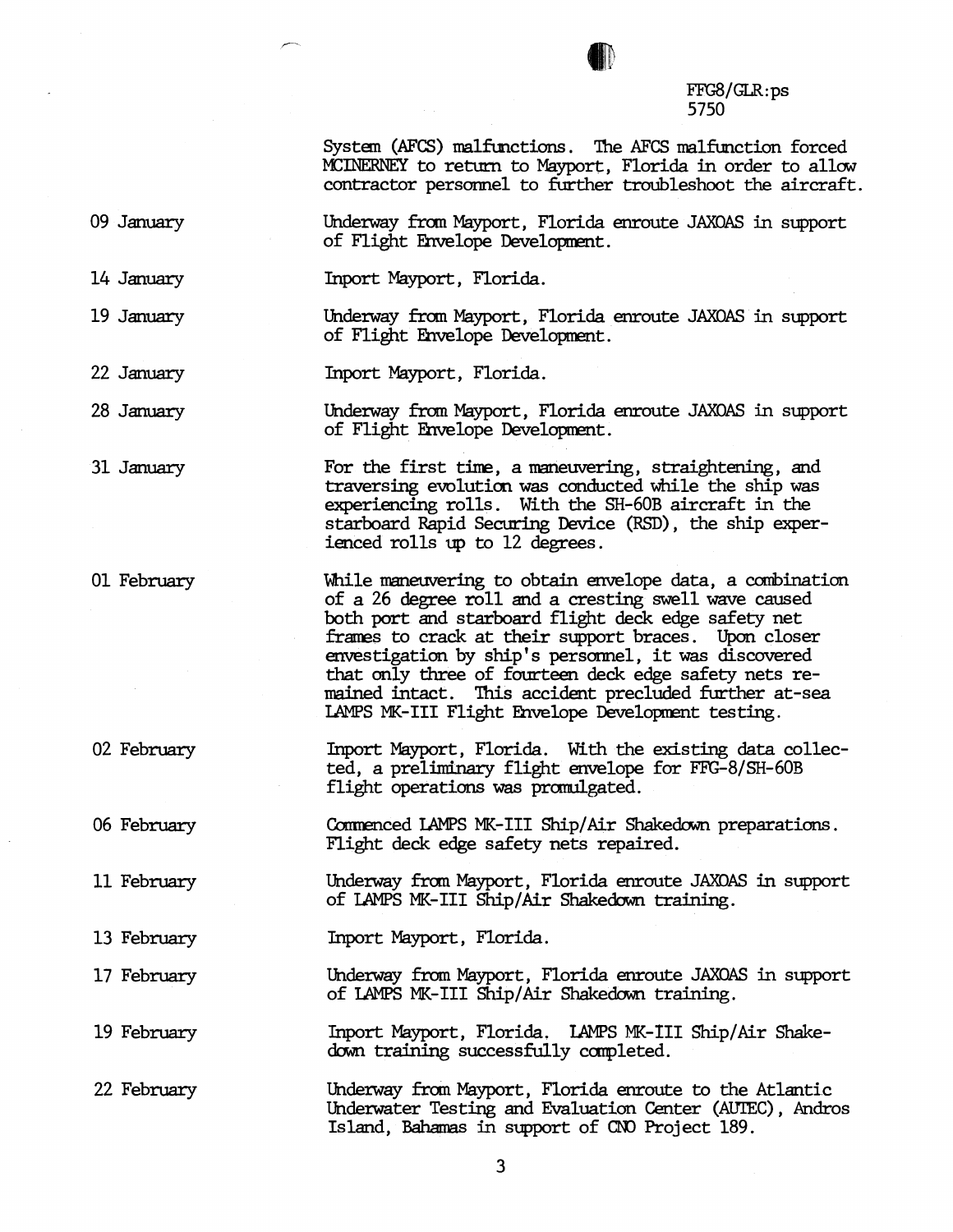FFG8/GLR:ps
5750

System (AFCS) malfunctions. The AFCS malfunction forced MCINERNEY to return to Mayport, Florida in order to allow contractor personnel to further troubleshoot the aircraft.

09 January — Underway from Mayport, Florida enroute JAXOAS in support of Flight Envelope Development.

14 January — Inport Mayport, Florida.

19 January — Underway from Mayport, Florida enroute JAXOAS in support of Flight Envelope Development.

22 January — Inport Mayport, Florida.

28 January — Underway from Mayport, Florida enroute JAXOAS in support of Flight Envelope Development.

31 January — For the first time, a maneuvering, straightening, and traversing evolution was conducted while the ship was experiencing rolls. With the SH-60B aircraft in the starboard Rapid Securing Device (RSD), the ship experienced rolls up to 12 degrees.

01 February — While maneuvering to obtain envelope data, a combination of a 26 degree roll and a cresting swell wave caused both port and starboard flight deck edge safety net frames to crack at their support braces. Upon closer envestigation by ship's personnel, it was discovered that only three of fourteen deck edge safety nets remained intact. This accident precluded further at-sea LAMPS MK-III Flight Envelope Development testing.

02 February — Inport Mayport, Florida. With the existing data collected, a preliminary flight envelope for FFG-8/SH-60B flight operations was promulgated.

06 February — Commenced LAMPS MK-III Ship/Air Shakedown preparations. Flight deck edge safety nets repaired.

11 February — Underway from Mayport, Florida enroute JAXOAS in support of LAMPS MK-III Ship/Air Shakedown training.

13 February — Inport Mayport, Florida.

17 February — Underway from Mayport, Florida enroute JAXOAS in support of LAMPS MK-III Ship/Air Shakedown training.

19 February — Inport Mayport, Florida. LAMPS MK-III Ship/Air Shakedown training successfully completed.

22 February — Underway from Mayport, Florida enroute to the Atlantic Underwater Testing and Evaluation Center (AUTEC), Andros Island, Bahamas in support of CNO Project 189.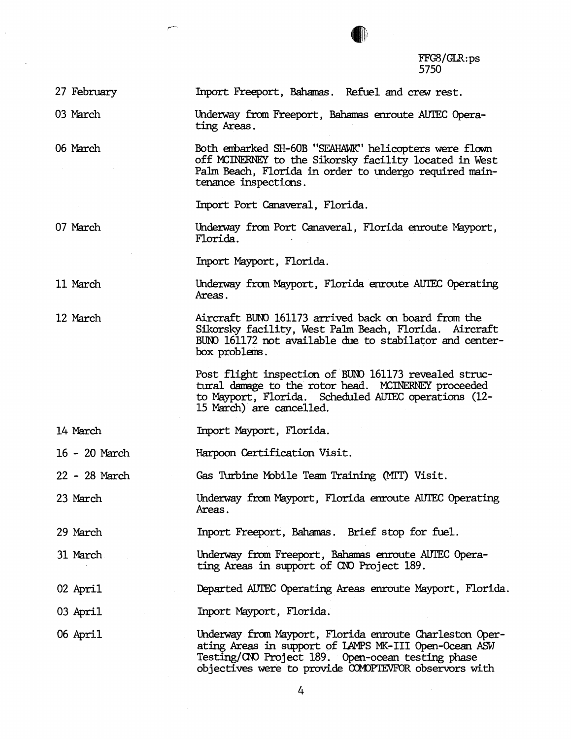FFG8/GLR:ps
5750

| | |
|---|---|
| 27 February | Inport Freeport, Bahamas. Refuel and crew rest. |
| 03 March | Underway from Freeport, Bahamas enroute AUTEC Operating Areas. |
| 06 March | Both embarked SH-60B "SEAHAWK" helicopters were flown off MCINERNEY to the Sikorsky facility located in West Palm Beach, Florida in order to undergo required maintenance inspections. |
| | Inport Port Canaveral, Florida. |
| 07 March | Underway from Port Canaveral, Florida enroute Mayport, Florida. |
| | Inport Mayport, Florida. |
| 11 March | Underway from Mayport, Florida enroute AUTEC Operating Areas. |
| 12 March | Aircraft BUNO 161173 arrived back on board from the Sikorsky facility, West Palm Beach, Florida. Aircraft BUNO 161172 not available due to stabilator and centerbox problems. |
| | Post flight inspection of BUNO 161173 revealed structural damage to the rotor head. MCINERNEY proceeded to Mayport, Florida. Scheduled AUTEC operations (12-15 March) are cancelled. |
| 14 March | Inport Mayport, Florida. |
| 16 - 20 March | Harpoon Certification Visit. |
| 22 - 28 March | Gas Turbine Mobile Team Training (MTT) Visit. |
| 23 March | Underway from Mayport, Florida enroute AUTEC Operating Areas. |
| 29 March | Inport Freeport, Bahamas. Brief stop for fuel. |
| 31 March | Underway from Freeport, Bahamas enroute AUTEC Operating Areas in support of CNO Project 189. |
| 02 April | Departed AUTEC Operating Areas enroute Mayport, Florida. |
| 03 April | Inport Mayport, Florida. |
| 06 April | Underway from Mayport, Florida enroute Charleston Operating Areas in support of LAMPS MK-III Open-Ocean ASW Testing/CNO Project 189. Open-ocean testing phase objectives were to provide COMOPTEVFOR observers with |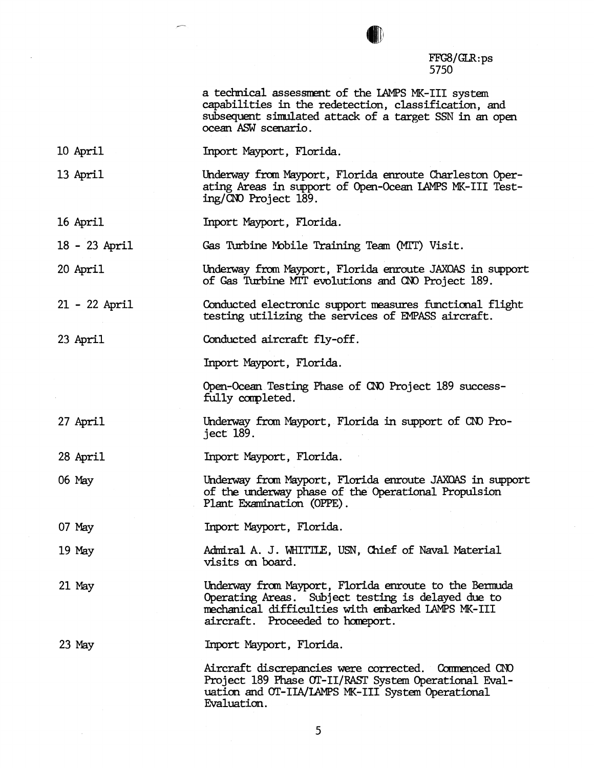FFG8/GLR:ps
5750

a technical assessment of the LAMPS MK-III system capabilities in the redetection, classification, and subsequent simulated attack of a target SSN in an open ocean ASW scenario.

| | |
|---|---|
| 10 April | Inport Mayport, Florida. |
| 13 April | Underway from Mayport, Florida enroute Charleston Operating Areas in support of Open-Ocean LAMPS MK-III Testing/CNO Project 189. |
| 16 April | Inport Mayport, Florida. |
| 18 - 23 April | Gas Turbine Mobile Training Team (MTT) Visit. |
| 20 April | Underway from Mayport, Florida enroute JAXOAS in support of Gas Turbine MTT evolutions and CNO Project 189. |
| 21 - 22 April | Conducted electronic support measures functional flight testing utilizing the services of EMPASS aircraft. |
| 23 April | Conducted aircraft fly-off. |
| | Inport Mayport, Florida. |
| | Open-Ocean Testing Phase of CNO Project 189 successfully completed. |
| 27 April | Underway from Mayport, Florida in support of CNO Project 189. |
| 28 April | Inport Mayport, Florida. |
| 06 May | Underway from Mayport, Florida enroute JAXOAS in support of the underway phase of the Operational Propulsion Plant Examination (OPPE). |
| 07 May | Inport Mayport, Florida. |
| 19 May | Admiral A. J. WHITTLE, USN, Chief of Naval Material visits on board. |
| 21 May | Underway from Mayport, Florida enroute to the Bermuda Operating Areas. Subject testing is delayed due to mechanical difficulties with embarked LAMPS MK-III aircraft. Proceeded to homeport. |
| 23 May | Inport Mayport, Florida. |
| | Aircraft discrepancies were corrected. Commenced CNO Project 189 Phase OT-II/RAST System Operational Evaluation and OT-IIA/LAMPS MK-III System Operational Evaluation. |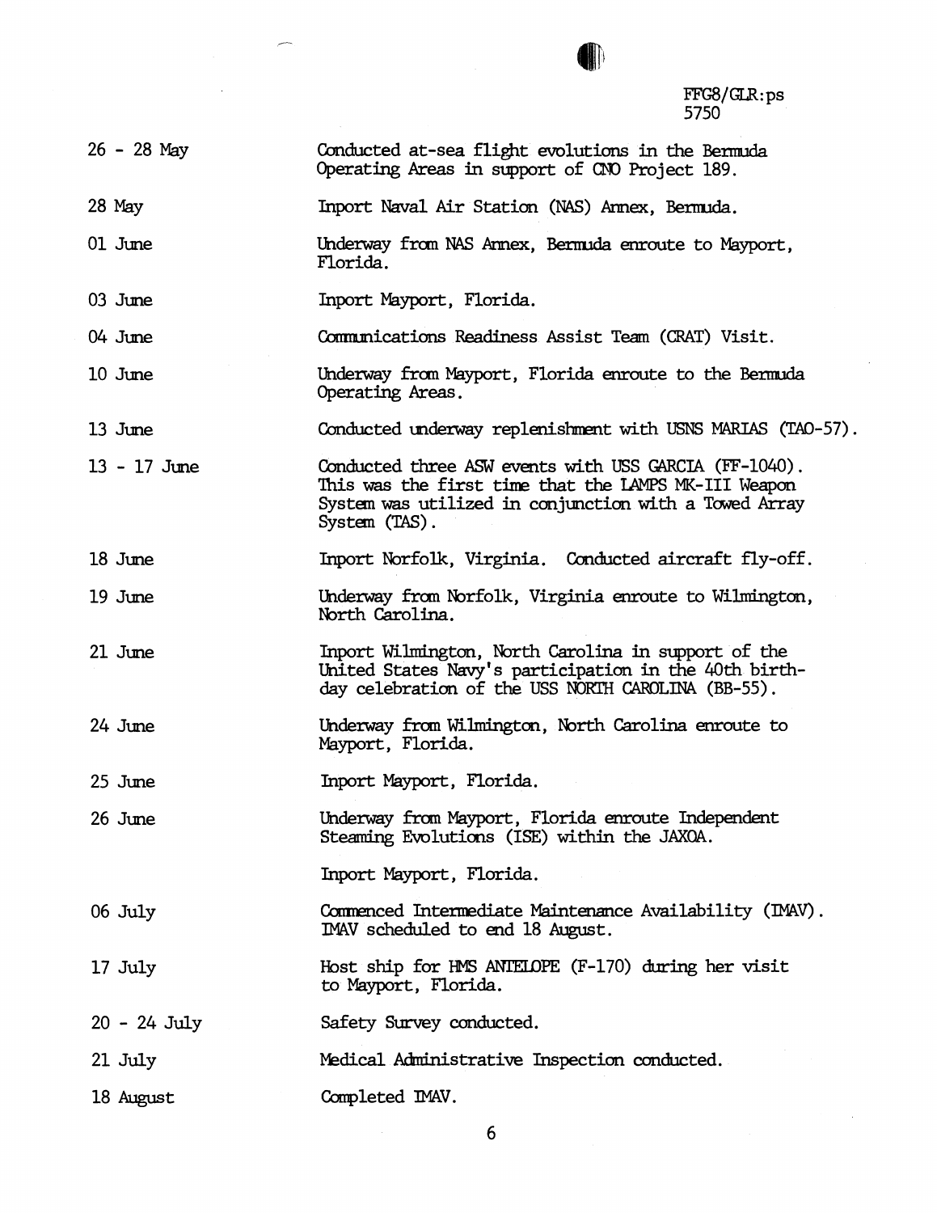FFG8/GLR:ps
5750

| | |
|---|---|
| 26 - 28 May | Conducted at-sea flight evolutions in the Bermuda Operating Areas in support of CNO Project 189. |
| 28 May | Inport Naval Air Station (NAS) Annex, Bermuda. |
| 01 June | Underway from NAS Annex, Bermuda enroute to Mayport, Florida. |
| 03 June | Inport Mayport, Florida. |
| 04 June | Communications Readiness Assist Team (CRAT) Visit. |
| 10 June | Underway from Mayport, Florida enroute to the Bermuda Operating Areas. |
| 13 June | Conducted underway replenishment with USNS MARIAS (TAO-57). |
| 13 - 17 June | Conducted three ASW events with USS GARCIA (FF-1040). This was the first time that the LAMPS MK-III Weapon System was utilized in conjunction with a Towed Array System (TAS). |
| 18 June | Inport Norfolk, Virginia. Conducted aircraft fly-off. |
| 19 June | Underway from Norfolk, Virginia enroute to Wilmington, North Carolina. |
| 21 June | Inport Wilmington, North Carolina in support of the United States Navy's participation in the 40th birthday celebration of the USS NORTH CAROLINA (BB-55). |
| 24 June | Underway from Wilmington, North Carolina enroute to Mayport, Florida. |
| 25 June | Inport Mayport, Florida. |
| 26 June | Underway from Mayport, Florida enroute Independent Steaming Evolutions (ISE) within the JAXOA. |
| | Inport Mayport, Florida. |
| 06 July | Commenced Intermediate Maintenance Availability (IMAV). IMAV scheduled to end 18 August. |
| 17 July | Host ship for HMS ANTELOPE (F-170) during her visit to Mayport, Florida. |
| 20 - 24 July | Safety Survey conducted. |
| 21 July | Medical Administrative Inspection conducted. |
| 18 August | Completed IMAV. |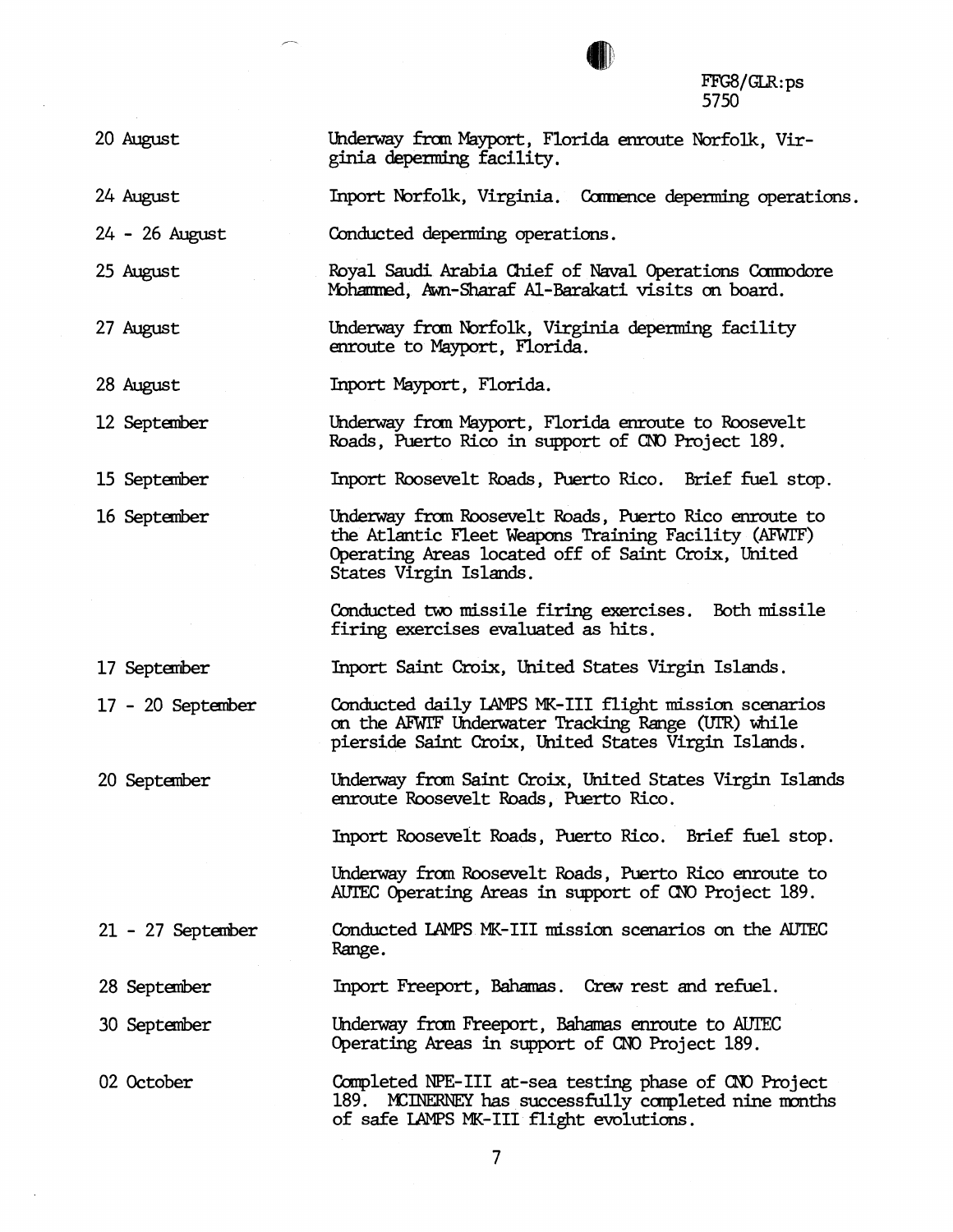FFG8/GLR:ps
5750

| | |
|---|---|
| 20 August | Underway from Mayport, Florida enroute Norfolk, Virginia deperming facility. |
| 24 August | Inport Norfolk, Virginia. Commence deperming operations. |
| 24 - 26 August | Conducted deperming operations. |
| 25 August | Royal Saudi Arabia Chief of Naval Operations Commodore Mohammed, Awn-Sharaf Al-Barakati visits on board. |
| 27 August | Underway from Norfolk, Virginia deperming facility enroute to Mayport, Florida. |
| 28 August | Inport Mayport, Florida. |
| 12 September | Underway from Mayport, Florida enroute to Roosevelt Roads, Puerto Rico in support of CNO Project 189. |
| 15 September | Inport Roosevelt Roads, Puerto Rico. Brief fuel stop. |
| 16 September | Underway from Roosevelt Roads, Puerto Rico enroute to the Atlantic Fleet Weapons Training Facility (AFWTF) Operating Areas located off of Saint Croix, United States Virgin Islands. |
| | Conducted two missile firing exercises. Both missile firing exercises evaluated as hits. |
| 17 September | Inport Saint Croix, United States Virgin Islands. |
| 17 - 20 September | Conducted daily LAMPS MK-III flight mission scenarios on the AFWTF Underwater Tracking Range (UTR) while pierside Saint Croix, United States Virgin Islands. |
| 20 September | Underway from Saint Croix, United States Virgin Islands enroute Roosevelt Roads, Puerto Rico. |
| | Inport Roosevelt Roads, Puerto Rico. Brief fuel stop. |
| | Underway from Roosevelt Roads, Puerto Rico enroute to AUTEC Operating Areas in support of CNO Project 189. |
| 21 - 27 September | Conducted LAMPS MK-III mission scenarios on the AUTEC Range. |
| 28 September | Inport Freeport, Bahamas. Crew rest and refuel. |
| 30 September | Underway from Freeport, Bahamas enroute to AUTEC Operating Areas in support of CNO Project 189. |
| 02 October | Completed NPE-III at-sea testing phase of CNO Project 189. MCINERNEY has successfully completed nine months of safe LAMPS MK-III flight evolutions. |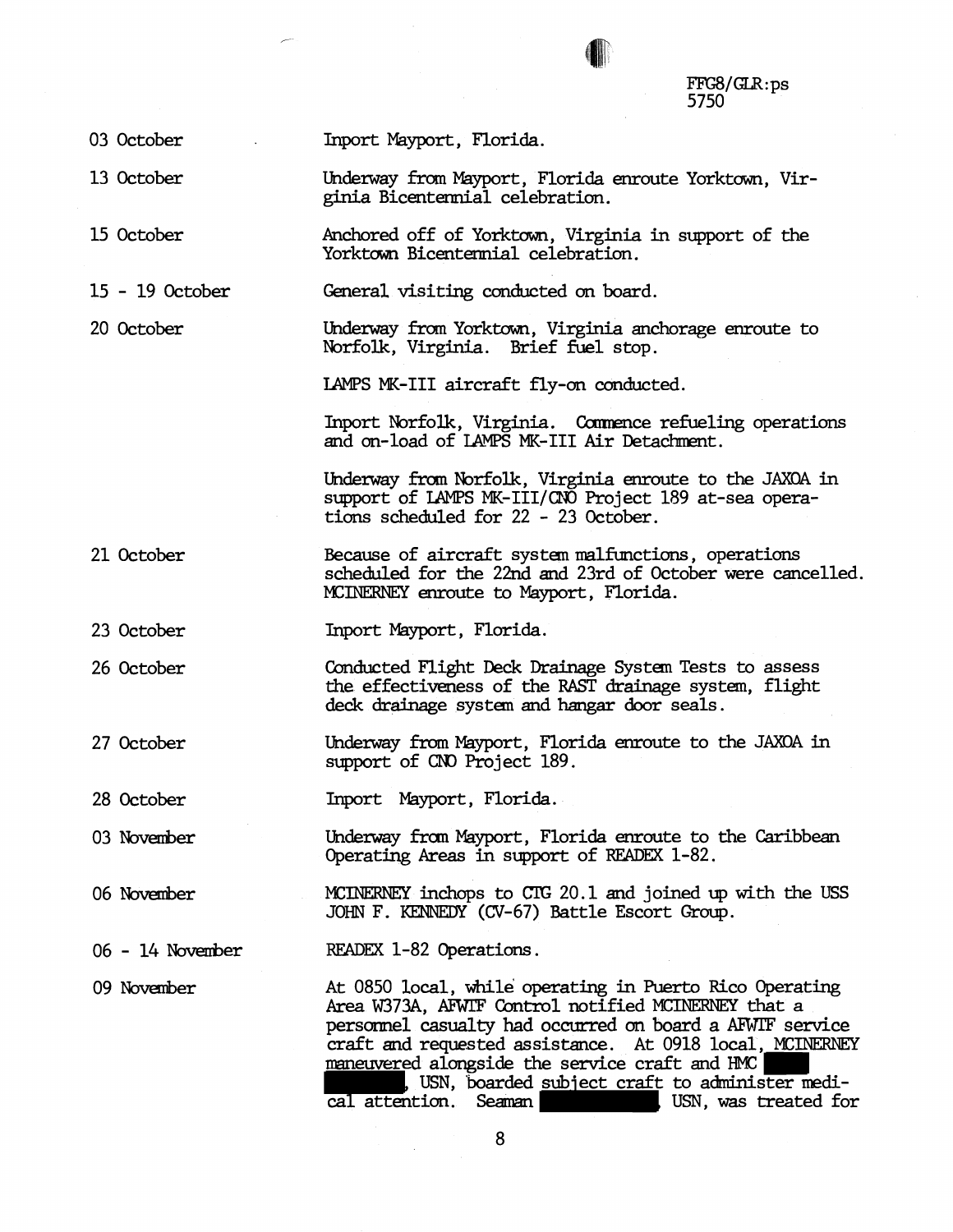FFG8/GLR:ps
5750

| | |
|---|---|
| 03 October | Inport Mayport, Florida. |
| 13 October | Underway from Mayport, Florida enroute Yorktown, Virginia Bicentennial celebration. |
| 15 October | Anchored off of Yorktown, Virginia in support of the Yorktown Bicentennial celebration. |
| 15 - 19 October | General visiting conducted on board. |
| 20 October | Underway from Yorktown, Virginia anchorage enroute to Norfolk, Virginia. Brief fuel stop. |
| | LAMPS MK-III aircraft fly-on conducted. |
| | Inport Norfolk, Virginia. Commence refueling operations and on-load of LAMPS MK-III Air Detachment. |
| | Underway from Norfolk, Virginia enroute to the JAXOA in support of LAMPS MK-III/CNO Project 189 at-sea operations scheduled for 22 - 23 October. |
| 21 October | Because of aircraft system malfunctions, operations scheduled for the 22nd and 23rd of October were cancelled. MCINERNEY enroute to Mayport, Florida. |
| 23 October | Inport Mayport, Florida. |
| 26 October | Conducted Flight Deck Drainage System Tests to assess the effectiveness of the RAST drainage system, flight deck drainage system and hangar door seals. |
| 27 October | Underway from Mayport, Florida enroute to the JAXOA in support of CNO Project 189. |
| 28 October | Inport Mayport, Florida. |
| 03 November | Underway from Mayport, Florida enroute to the Caribbean Operating Areas in support of READEX 1-82. |
| 06 November | MCINERNEY inchops to CTG 20.1 and joined up with the USS JOHN F. KENNEDY (CV-67) Battle Escort Group. |
| 06 - 14 November | READEX 1-82 Operations. |
| 09 November | At 0850 local, while operating in Puerto Rico Operating Area W373A, AFWTF Control notified MCINERNEY that a personnel casualty had occurred on board a AFWTF service craft and requested assistance. At 0918 local, MCINERNEY maneuvered alongside the service craft and HMC [redacted], USN, boarded subject craft to administer medical attention. Seaman [redacted], USN, was treated for |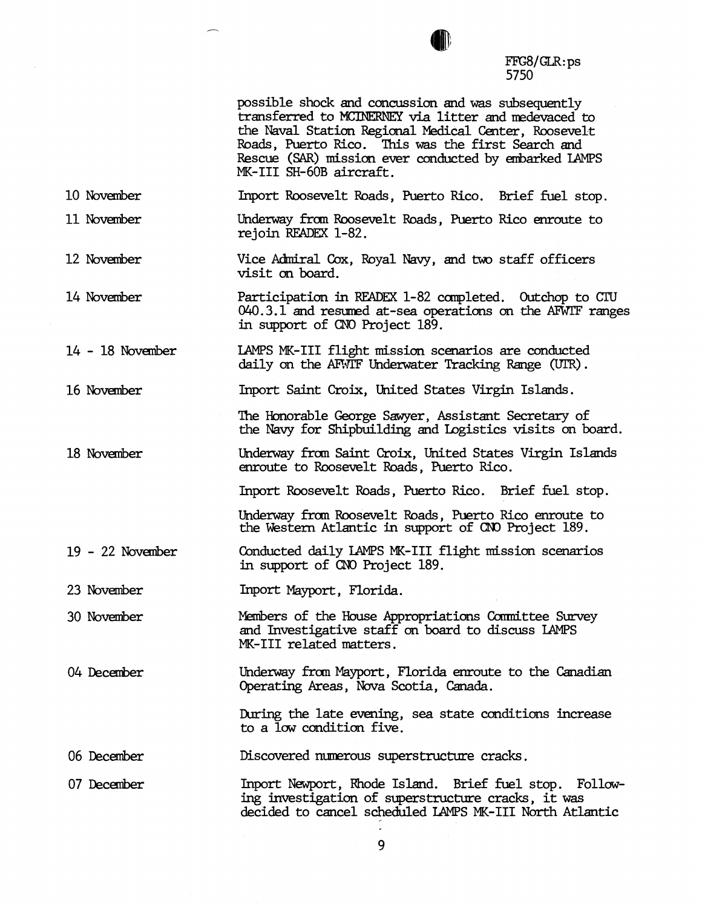FFG8/GLR:ps
5750

possible shock and concussion and was subsequently transferred to MCINERNEY via litter and medevaced to the Naval Station Regional Medical Center, Roosevelt Roads, Puerto Rico. This was the first Search and Rescue (SAR) mission ever conducted by embarked LAMPS MK-III SH-60B aircraft.

| | |
|---|---|
| 10 November | Inport Roosevelt Roads, Puerto Rico. Brief fuel stop. |
| 11 November | Underway from Roosevelt Roads, Puerto Rico enroute to rejoin READEX 1-82. |
| 12 November | Vice Admiral Cox, Royal Navy, and two staff officers visit on board. |
| 14 November | Participation in READEX 1-82 completed. Outchop to CTU 040.3.1 and resumed at-sea operations on the AFWTF ranges in support of CNO Project 189. |
| 14 - 18 November | LAMPS MK-III flight mission scenarios are conducted daily on the AFWTF Underwater Tracking Range (UTR). |
| 16 November | Inport Saint Croix, United States Virgin Islands. |
| | The Honorable George Sawyer, Assistant Secretary of the Navy for Shipbuilding and Logistics visits on board. |
| 18 November | Underway from Saint Croix, United States Virgin Islands enroute to Roosevelt Roads, Puerto Rico. |
| | Inport Roosevelt Roads, Puerto Rico. Brief fuel stop. |
| | Underway from Roosevelt Roads, Puerto Rico enroute to the Western Atlantic in support of CNO Project 189. |
| 19 - 22 November | Conducted daily LAMPS MK-III flight mission scenarios in support of CNO Project 189. |
| 23 November | Inport Mayport, Florida. |
| 30 November | Members of the House Appropriations Committee Survey and Investigative staff on board to discuss LAMPS MK-III related matters. |
| 04 December | Underway from Mayport, Florida enroute to the Canadian Operating Areas, Nova Scotia, Canada. |
| | During the late evening, sea state conditions increase to a low condition five. |
| 06 December | Discovered numerous superstructure cracks. |
| 07 December | Inport Newport, Rhode Island. Brief fuel stop. Following investigation of superstructure cracks, it was decided to cancel scheduled LAMPS MK-III North Atlantic |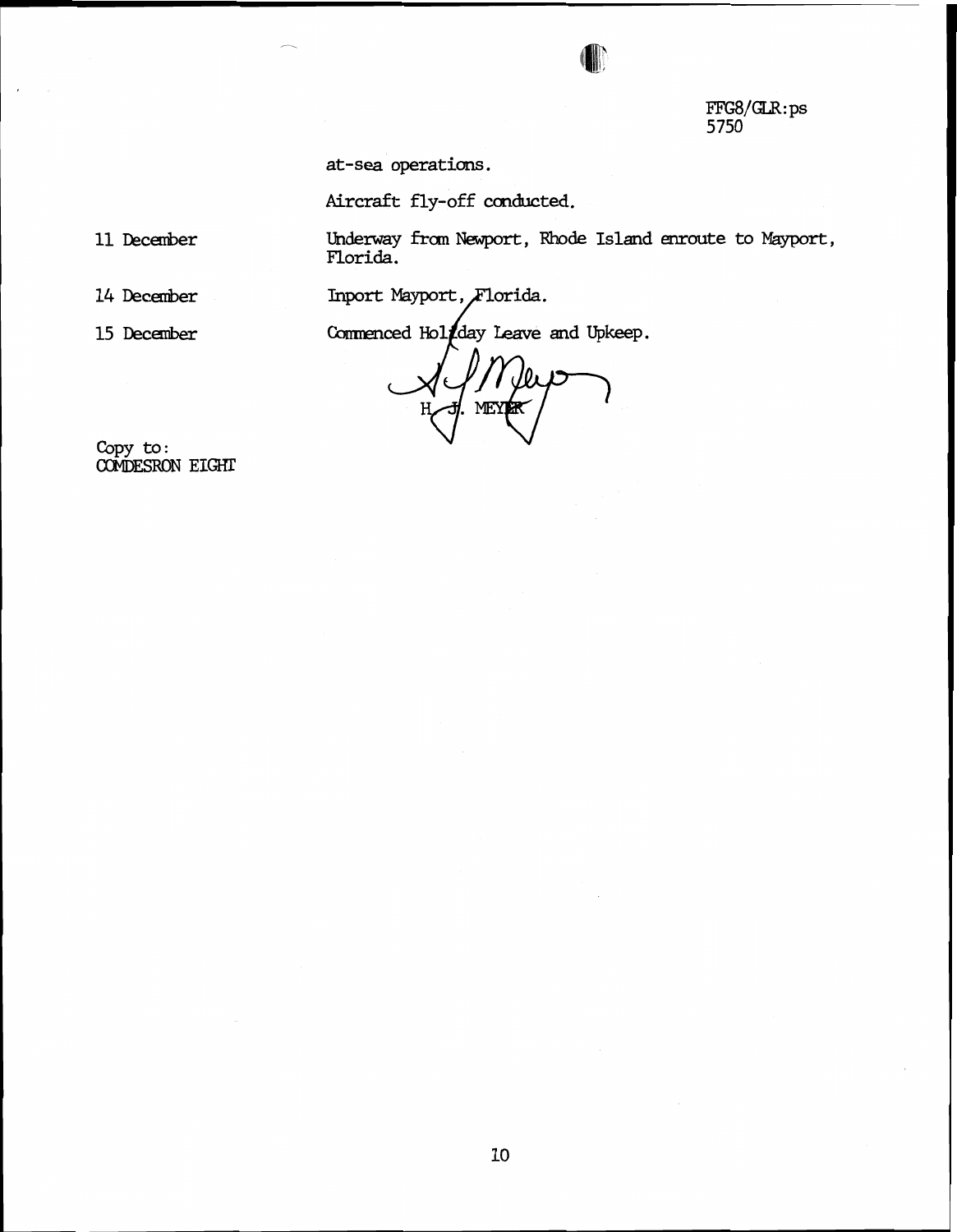FFG8/GLR:ps
5750

at-sea operations.

Aircraft fly-off conducted.

11 December — Underway from Newport, Rhode Island enroute to Mayport, Florida.

14 December — Inport Mayport, Florida.

15 December — Commenced Holiday Leave and Upkeep.

H. J. MEYER

Copy to:
COMDESRON EIGHT